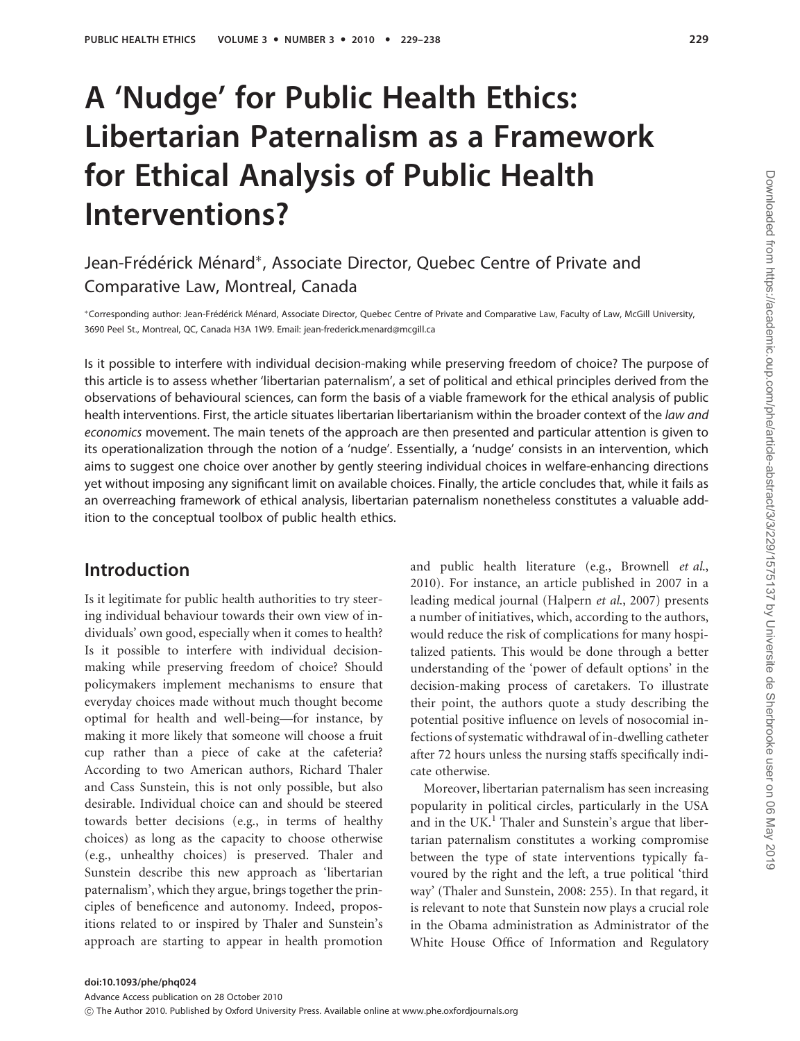# A 'Nudge' for Public Health Ethics: Libertarian Paternalism as a Framework for Ethical Analysis of Public Health Interventions?

Jean-Frédérick Ménard*, Associate Director, Quebec Centre of Private and Comparative Law, Montreal, Canada

*Corresponding author: Jean-Frédérick Ménard, Associate Director, Quebec Centre of Private and Comparative Law, Faculty of Law, McGill University, 3690 Peel St., Montreal, QC, Canada H3A 1W9. Email: jean-frederick.menard@mcgill.ca

Is it possible to interfere with individual decision-making while preserving freedom of choice? The purpose of this article is to assess whether 'libertarian paternalism', a set of political and ethical principles derived from the observations of behavioural sciences, can form the basis of a viable framework for the ethical analysis of public health interventions. First, the article situates libertarian libertarianism within the broader context of the *law and economics* movement. The main tenets of the approach are then presented and particular attention is given to its operationalization through the notion of a 'nudge'. Essentially, a 'nudge' consists in an intervention, which aims to suggest one choice over another by gently steering individual choices in welfare-enhancing directions yet without imposing any significant limit on available choices. Finally, the article concludes that, while it fails as an overreaching framework of ethical analysis, libertarian paternalism nonetheless constitutes a valuable addition to the conceptual toolbox of public health ethics.

## Introduction

Is it legitimate for public health authorities to try steering individual behaviour towards their own view of individuals' own good, especially when it comes to health? Is it possible to interfere with individual decision-making while preserving freedom of choice? Should policymakers implement mechanisms to ensure that everyday choices made without much thought become optimal for health and well-being—for instance, by making it more likely that someone will choose a fruit cup rather than a piece of cake at the cafeteria? According to two American authors, Richard Thaler and Cass Sunstein, this is not only possible, but also desirable. Individual choice can and should be steered towards better decisions (e.g., in terms of healthy choices) as long as the capacity to choose otherwise (e.g., unhealthy choices) is preserved. Thaler and Sunstein describe this new approach as 'libertarian paternalism', which they argue, brings together the principles of beneficence and autonomy. Indeed, propositions related to or inspired by Thaler and Sunstein's approach are starting to appear in health promotion and public health literature (e.g., Brownell *et al.*, 2010). For instance, an article published in 2007 in a leading medical journal (Halpern *et al.*, 2007) presents a number of initiatives, which, according to the authors, would reduce the risk of complications for many hospitalized patients. This would be done through a better understanding of the 'power of default options' in the decision-making process of caretakers. To illustrate their point, the authors quote a study describing the potential positive influence on levels of nosocomial infections of systematic withdrawal of in-dwelling catheter after 72 hours unless the nursing staffs specifically indicate otherwise.

Moreover, libertarian paternalism has seen increasing popularity in political circles, particularly in the USA and in the UK.[1] Thaler and Sunstein's argue that libertarian paternalism constitutes a working compromise between the type of state interventions typically favoured by the right and the left, a true political 'third way' (Thaler and Sunstein, 2008: 255). In that regard, it is relevant to note that Sunstein now plays a crucial role in the Obama administration as Administrator of the White House Office of Information and Regulatory

doi:10.1093/phe/phq024

Advance Access publication on 28 October 2010

© The Author 2010. Published by Oxford University Press. Available online at www.phe.oxfordjournals.org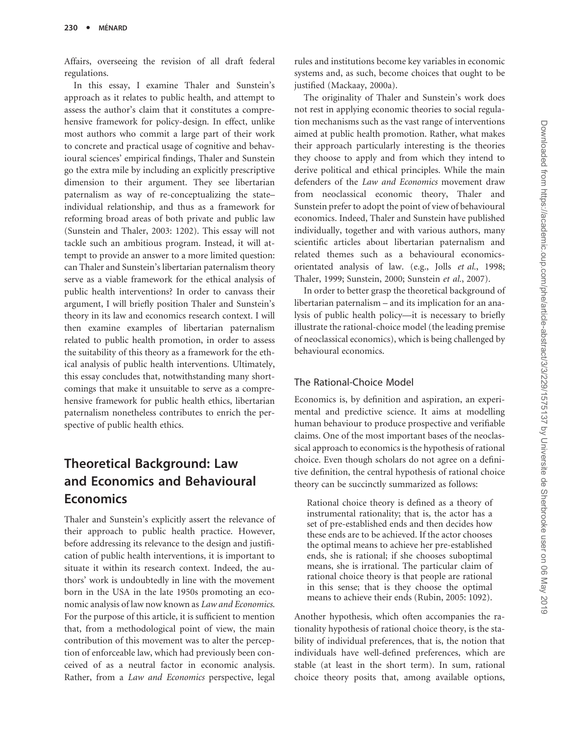Affairs, overseeing the revision of all draft federal regulations.

In this essay, I examine Thaler and Sunstein's approach as it relates to public health, and attempt to assess the author's claim that it constitutes a comprehensive framework for policy-design. In effect, unlike most authors who commit a large part of their work to concrete and practical usage of cognitive and behavioural sciences' empirical findings, Thaler and Sunstein go the extra mile by including an explicitly prescriptive dimension to their argument. They see libertarian paternalism as way of re-conceptualizing the state–individual relationship, and thus as a framework for reforming broad areas of both private and public law (Sunstein and Thaler, 2003: 1202). This essay will not tackle such an ambitious program. Instead, it will attempt to provide an answer to a more limited question: can Thaler and Sunstein's libertarian paternalism theory serve as a viable framework for the ethical analysis of public health interventions? In order to canvass their argument, I will briefly position Thaler and Sunstein's theory in its law and economics research context. I will then examine examples of libertarian paternalism related to public health promotion, in order to assess the suitability of this theory as a framework for the ethical analysis of public health interventions. Ultimately, this essay concludes that, notwithstanding many shortcomings that make it unsuitable to serve as a comprehensive framework for public health ethics, libertarian paternalism nonetheless contributes to enrich the perspective of public health ethics.

## Theoretical Background: Law and Economics and Behavioural Economics

Thaler and Sunstein's explicitly assert the relevance of their approach to public health practice. However, before addressing its relevance to the design and justification of public health interventions, it is important to situate it within its research context. Indeed, the authors' work is undoubtedly in line with the movement born in the USA in the late 1950s promoting an economic analysis of law now known as *Law and Economics*. For the purpose of this article, it is sufficient to mention that, from a methodological point of view, the main contribution of this movement was to alter the perception of enforceable law, which had previously been conceived of as a neutral factor in economic analysis. Rather, from a *Law and Economics* perspective, legal rules and institutions become key variables in economic systems and, as such, become choices that ought to be justified (Mackaay, 2000a).

The originality of Thaler and Sunstein's work does not rest in applying economic theories to social regulation mechanisms such as the vast range of interventions aimed at public health promotion. Rather, what makes their approach particularly interesting is the theories they choose to apply and from which they intend to derive political and ethical principles. While the main defenders of the *Law and Economics* movement draw from neoclassical economic theory, Thaler and Sunstein prefer to adopt the point of view of behavioural economics. Indeed, Thaler and Sunstein have published individually, together and with various authors, many scientific articles about libertarian paternalism and related themes such as a behavioural economics-orientated analysis of law. (e.g., Jolls *et al.*, 1998; Thaler, 1999; Sunstein, 2000; Sunstein *et al.*, 2007).

In order to better grasp the theoretical background of libertarian paternalism – and its implication for an analysis of public health policy—it is necessary to briefly illustrate the rational-choice model (the leading premise of neoclassical economics), which is being challenged by behavioural economics.

### The Rational-Choice Model

Economics is, by definition and aspiration, an experimental and predictive science. It aims at modelling human behaviour to produce prospective and verifiable claims. One of the most important bases of the neoclassical approach to economics is the hypothesis of rational choice. Even though scholars do not agree on a definitive definition, the central hypothesis of rational choice theory can be succinctly summarized as follows:

> Rational choice theory is defined as a theory of instrumental rationality; that is, the actor has a set of pre-established ends and then decides how these ends are to be achieved. If the actor chooses the optimal means to achieve her pre-established ends, she is rational; if she chooses suboptimal means, she is irrational. The particular claim of rational choice theory is that people are rational in this sense; that is they choose the optimal means to achieve their ends (Rubin, 2005: 1092).

Another hypothesis, which often accompanies the rationality hypothesis of rational choice theory, is the stability of individual preferences, that is, the notion that individuals have well-defined preferences, which are stable (at least in the short term). In sum, rational choice theory posits that, among available options,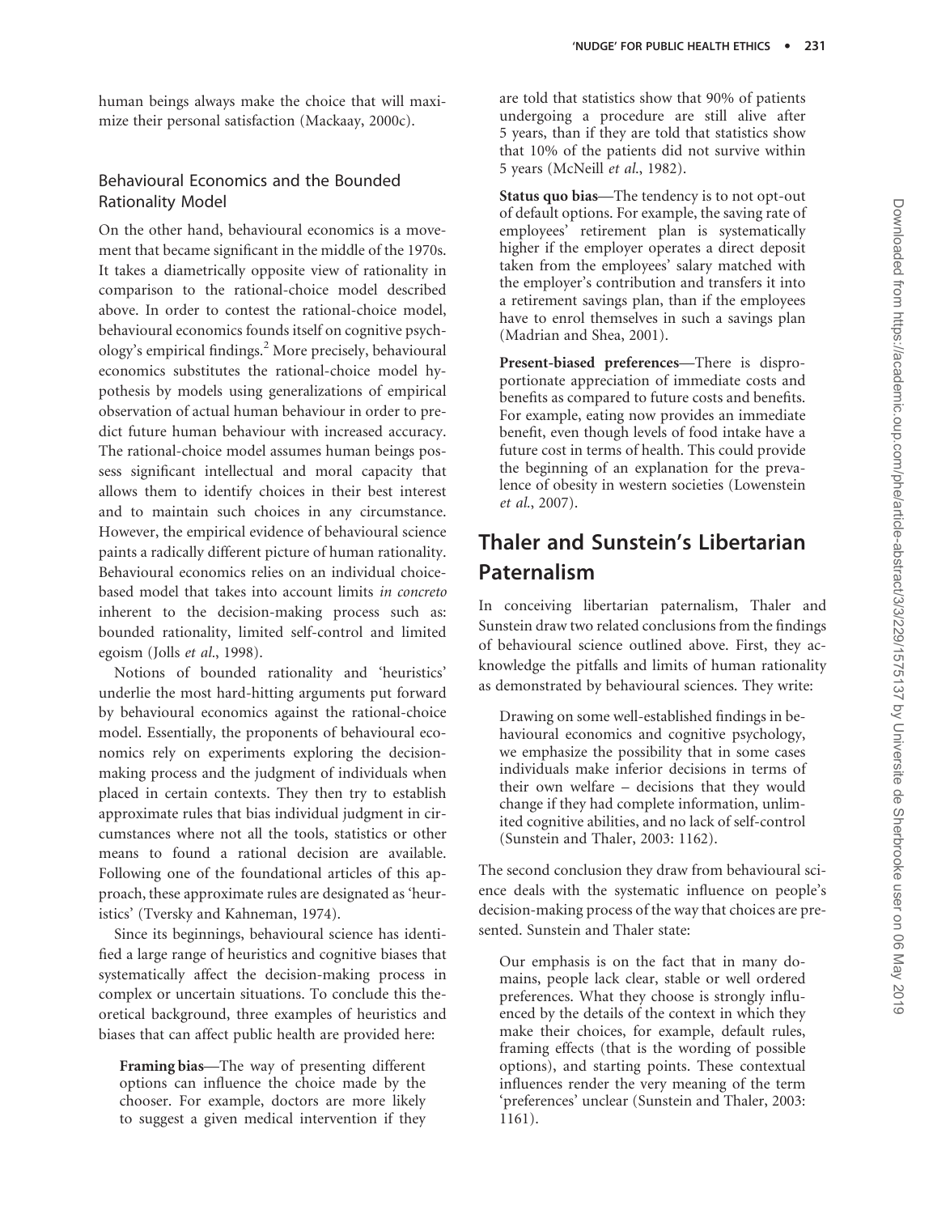human beings always make the choice that will maximize their personal satisfaction (Mackaay, 2000c).

### Behavioural Economics and the Bounded Rationality Model

On the other hand, behavioural economics is a movement that became significant in the middle of the 1970s. It takes a diametrically opposite view of rationality in comparison to the rational-choice model described above. In order to contest the rational-choice model, behavioural economics founds itself on cognitive psychology's empirical findings.[2] More precisely, behavioural economics substitutes the rational-choice model hypothesis by models using generalizations of empirical observation of actual human behaviour in order to predict future human behaviour with increased accuracy. The rational-choice model assumes human beings possess significant intellectual and moral capacity that allows them to identify choices in their best interest and to maintain such choices in any circumstance. However, the empirical evidence of behavioural science paints a radically different picture of human rationality. Behavioural economics relies on an individual choice-based model that takes into account limits *in concreto* inherent to the decision-making process such as: bounded rationality, limited self-control and limited egoism (Jolls *et al.*, 1998).

Notions of bounded rationality and 'heuristics' underlie the most hard-hitting arguments put forward by behavioural economics against the rational-choice model. Essentially, the proponents of behavioural economics rely on experiments exploring the decision-making process and the judgment of individuals when placed in certain contexts. They then try to establish approximate rules that bias individual judgment in circumstances where not all the tools, statistics or other means to found a rational decision are available. Following one of the foundational articles of this approach, these approximate rules are designated as 'heuristics' (Tversky and Kahneman, 1974).

Since its beginnings, behavioural science has identified a large range of heuristics and cognitive biases that systematically affect the decision-making process in complex or uncertain situations. To conclude this theoretical background, three examples of heuristics and biases that can affect public health are provided here:

> **Framing bias**—The way of presenting different options can influence the choice made by the chooser. For example, doctors are more likely to suggest a given medical intervention if they are told that statistics show that 90% of patients undergoing a procedure are still alive after 5 years, than if they are told that statistics show that 10% of the patients did not survive within 5 years (McNeill *et al.*, 1982).
>
> **Status quo bias**—The tendency is to not opt-out of default options. For example, the saving rate of employees' retirement plan is systematically higher if the employer operates a direct deposit taken from the employees' salary matched with the employer's contribution and transfers it into a retirement savings plan, than if the employees have to enrol themselves in such a savings plan (Madrian and Shea, 2001).
>
> **Present-biased preferences**—There is disproportionate appreciation of immediate costs and benefits as compared to future costs and benefits. For example, eating now provides an immediate benefit, even though levels of food intake have a future cost in terms of health. This could provide the beginning of an explanation for the prevalence of obesity in western societies (Lowenstein *et al.*, 2007).

## Thaler and Sunstein's Libertarian Paternalism

In conceiving libertarian paternalism, Thaler and Sunstein draw two related conclusions from the findings of behavioural science outlined above. First, they acknowledge the pitfalls and limits of human rationality as demonstrated by behavioural sciences. They write:

> Drawing on some well-established findings in behavioural economics and cognitive psychology, we emphasize the possibility that in some cases individuals make inferior decisions in terms of their own welfare – decisions that they would change if they had complete information, unlimited cognitive abilities, and no lack of self-control (Sunstein and Thaler, 2003: 1162).

The second conclusion they draw from behavioural science deals with the systematic influence on people's decision-making process of the way that choices are presented. Sunstein and Thaler state:

> Our emphasis is on the fact that in many domains, people lack clear, stable or well ordered preferences. What they choose is strongly influenced by the details of the context in which they make their choices, for example, default rules, framing effects (that is the wording of possible options), and starting points. These contextual influences render the very meaning of the term 'preferences' unclear (Sunstein and Thaler, 2003: 1161).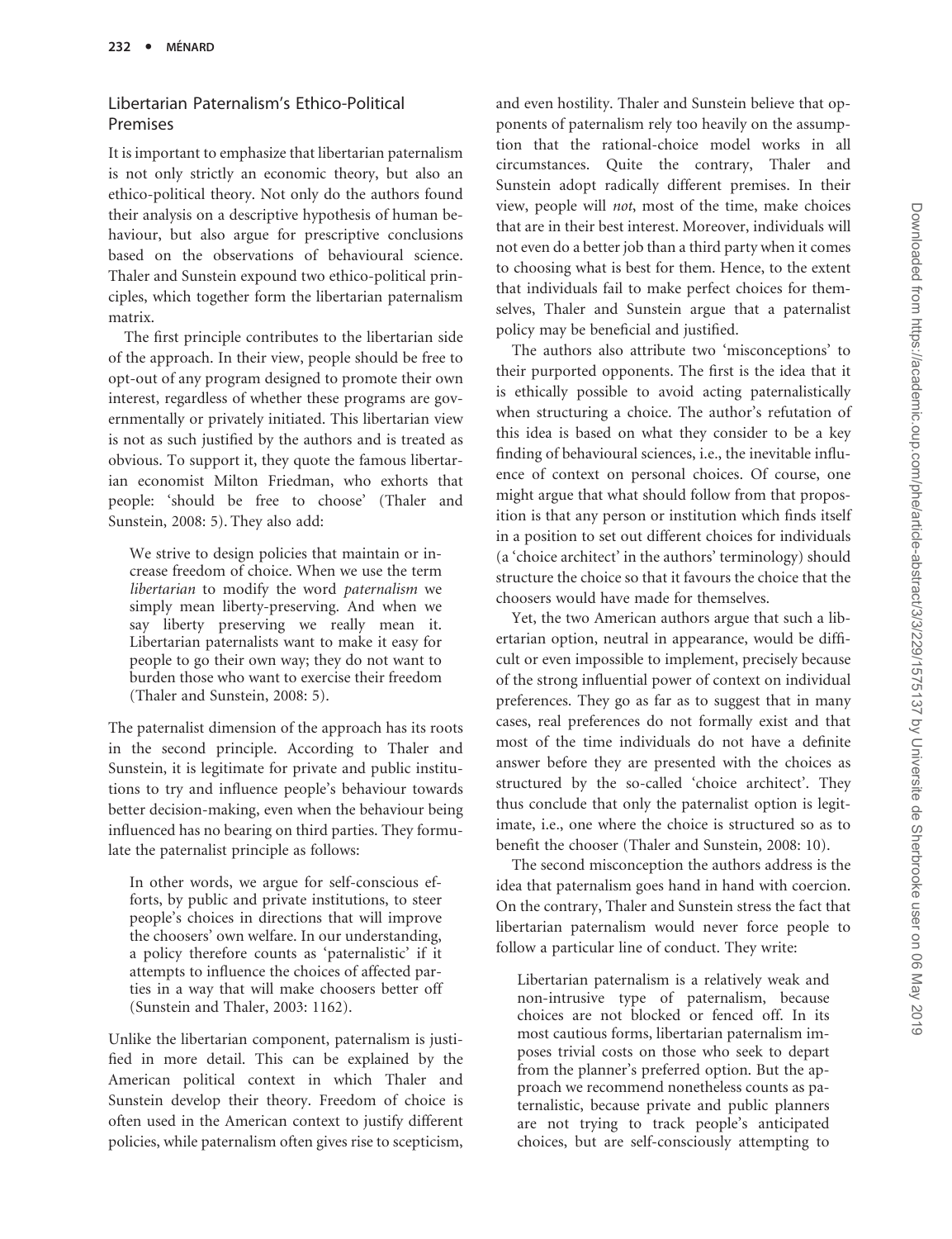## Libertarian Paternalism's Ethico-Political Premises

It is important to emphasize that libertarian paternalism is not only strictly an economic theory, but also an ethico-political theory. Not only do the authors found their analysis on a descriptive hypothesis of human behaviour, but also argue for prescriptive conclusions based on the observations of behavioural science. Thaler and Sunstein expound two ethico-political principles, which together form the libertarian paternalism matrix.

The first principle contributes to the libertarian side of the approach. In their view, people should be free to opt-out of any program designed to promote their own interest, regardless of whether these programs are governmentally or privately initiated. This libertarian view is not as such justified by the authors and is treated as obvious. To support it, they quote the famous libertarian economist Milton Friedman, who exhorts that people: 'should be free to choose' (Thaler and Sunstein, 2008: 5). They also add:

> We strive to design policies that maintain or increase freedom of choice. When we use the term *libertarian* to modify the word *paternalism* we simply mean liberty-preserving. And when we say liberty preserving we really mean it. Libertarian paternalists want to make it easy for people to go their own way; they do not want to burden those who want to exercise their freedom (Thaler and Sunstein, 2008: 5).

The paternalist dimension of the approach has its roots in the second principle. According to Thaler and Sunstein, it is legitimate for private and public institutions to try and influence people's behaviour towards better decision-making, even when the behaviour being influenced has no bearing on third parties. They formulate the paternalist principle as follows:

> In other words, we argue for self-conscious efforts, by public and private institutions, to steer people's choices in directions that will improve the choosers' own welfare. In our understanding, a policy therefore counts as 'paternalistic' if it attempts to influence the choices of affected parties in a way that will make choosers better off (Sunstein and Thaler, 2003: 1162).

Unlike the libertarian component, paternalism is justified in more detail. This can be explained by the American political context in which Thaler and Sunstein develop their theory. Freedom of choice is often used in the American context to justify different policies, while paternalism often gives rise to scepticism, and even hostility. Thaler and Sunstein believe that opponents of paternalism rely too heavily on the assumption that the rational-choice model works in all circumstances. Quite the contrary, Thaler and Sunstein adopt radically different premises. In their view, people will *not*, most of the time, make choices that are in their best interest. Moreover, individuals will not even do a better job than a third party when it comes to choosing what is best for them. Hence, to the extent that individuals fail to make perfect choices for themselves, Thaler and Sunstein argue that a paternalist policy may be beneficial and justified.

The authors also attribute two 'misconceptions' to their purported opponents. The first is the idea that it is ethically possible to avoid acting paternalistically when structuring a choice. The author's refutation of this idea is based on what they consider to be a key finding of behavioural sciences, i.e., the inevitable influence of context on personal choices. Of course, one might argue that what should follow from that proposition is that any person or institution which finds itself in a position to set out different choices for individuals (a 'choice architect' in the authors' terminology) should structure the choice so that it favours the choice that the choosers would have made for themselves.

Yet, the two American authors argue that such a libertarian option, neutral in appearance, would be difficult or even impossible to implement, precisely because of the strong influential power of context on individual preferences. They go as far as to suggest that in many cases, real preferences do not formally exist and that most of the time individuals do not have a definite answer before they are presented with the choices as structured by the so-called 'choice architect'. They thus conclude that only the paternalist option is legitimate, i.e., one where the choice is structured so as to benefit the chooser (Thaler and Sunstein, 2008: 10).

The second misconception the authors address is the idea that paternalism goes hand in hand with coercion. On the contrary, Thaler and Sunstein stress the fact that libertarian paternalism would never force people to follow a particular line of conduct. They write:

> Libertarian paternalism is a relatively weak and non-intrusive type of paternalism, because choices are not blocked or fenced off. In its most cautious forms, libertarian paternalism imposes trivial costs on those who seek to depart from the planner's preferred option. But the approach we recommend nonetheless counts as paternalistic, because private and public planners are not trying to track people's anticipated choices, but are self-consciously attempting to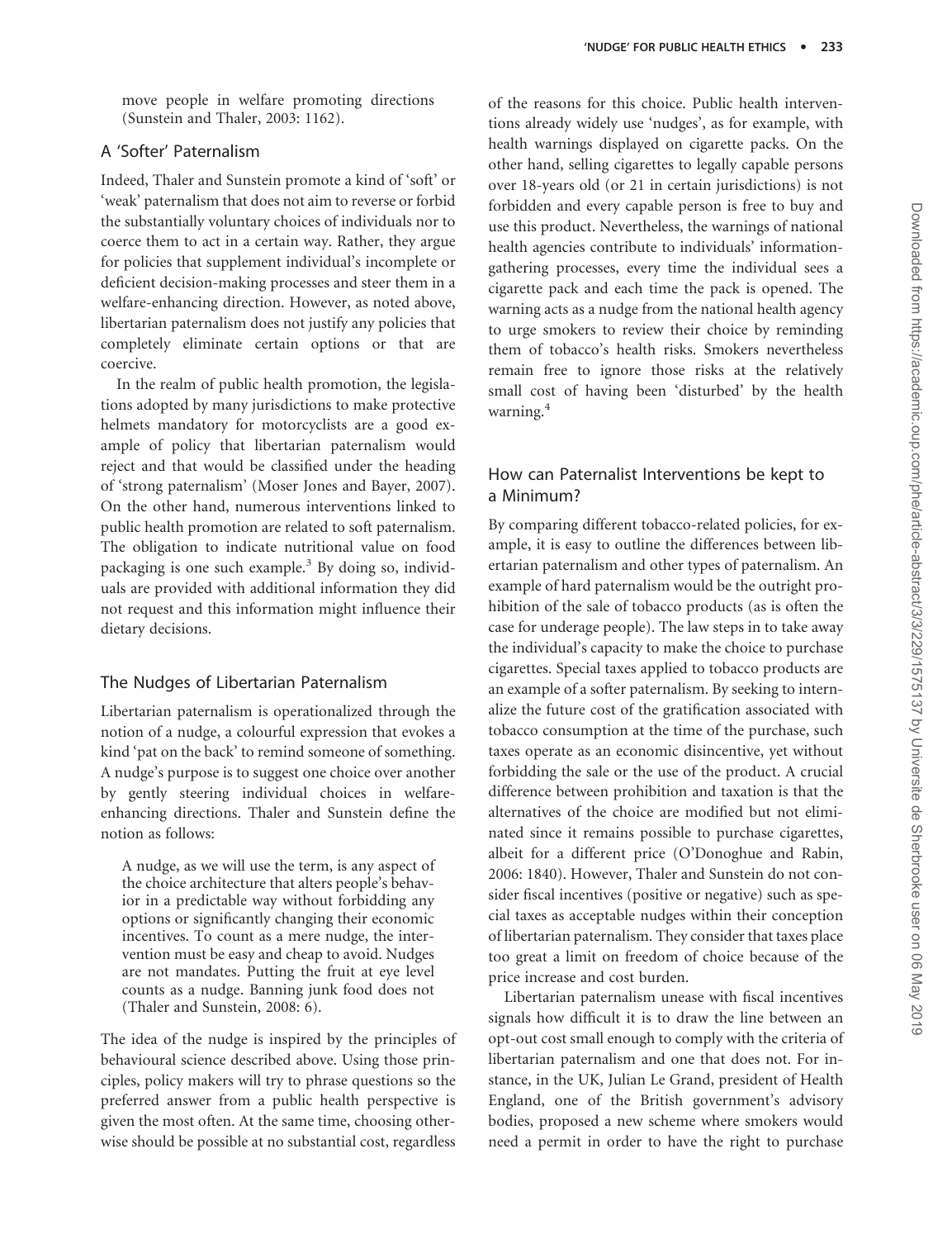move people in welfare promoting directions (Sunstein and Thaler, 2003: 1162).

## A 'Softer' Paternalism

Indeed, Thaler and Sunstein promote a kind of 'soft' or 'weak' paternalism that does not aim to reverse or forbid the substantially voluntary choices of individuals nor to coerce them to act in a certain way. Rather, they argue for policies that supplement individual's incomplete or deficient decision-making processes and steer them in a welfare-enhancing direction. However, as noted above, libertarian paternalism does not justify any policies that completely eliminate certain options or that are coercive.

In the realm of public health promotion, the legislations adopted by many jurisdictions to make protective helmets mandatory for motorcyclists are a good example of policy that libertarian paternalism would reject and that would be classified under the heading of 'strong paternalism' (Moser Jones and Bayer, 2007). On the other hand, numerous interventions linked to public health promotion are related to soft paternalism. The obligation to indicate nutritional value on food packaging is one such example.[3] By doing so, individuals are provided with additional information they did not request and this information might influence their dietary decisions.

## The Nudges of Libertarian Paternalism

Libertarian paternalism is operationalized through the notion of a nudge, a colourful expression that evokes a kind 'pat on the back' to remind someone of something. A nudge's purpose is to suggest one choice over another by gently steering individual choices in welfare-enhancing directions. Thaler and Sunstein define the notion as follows:

> A nudge, as we will use the term, is any aspect of the choice architecture that alters people's behavior in a predictable way without forbidding any options or significantly changing their economic incentives. To count as a mere nudge, the intervention must be easy and cheap to avoid. Nudges are not mandates. Putting the fruit at eye level counts as a nudge. Banning junk food does not (Thaler and Sunstein, 2008: 6).

The idea of the nudge is inspired by the principles of behavioural science described above. Using those principles, policy makers will try to phrase questions so the preferred answer from a public health perspective is given the most often. At the same time, choosing otherwise should be possible at no substantial cost, regardless of the reasons for this choice. Public health interventions already widely use 'nudges', as for example, with health warnings displayed on cigarette packs. On the other hand, selling cigarettes to legally capable persons over 18-years old (or 21 in certain jurisdictions) is not forbidden and every capable person is free to buy and use this product. Nevertheless, the warnings of national health agencies contribute to individuals' information-gathering processes, every time the individual sees a cigarette pack and each time the pack is opened. The warning acts as a nudge from the national health agency to urge smokers to review their choice by reminding them of tobacco's health risks. Smokers nevertheless remain free to ignore those risks at the relatively small cost of having been 'disturbed' by the health warning.[4]

## How can Paternalist Interventions be kept to a Minimum?

By comparing different tobacco-related policies, for example, it is easy to outline the differences between libertarian paternalism and other types of paternalism. An example of hard paternalism would be the outright prohibition of the sale of tobacco products (as is often the case for underage people). The law steps in to take away the individual's capacity to make the choice to purchase cigarettes. Special taxes applied to tobacco products are an example of a softer paternalism. By seeking to internalize the future cost of the gratification associated with tobacco consumption at the time of the purchase, such taxes operate as an economic disincentive, yet without forbidding the sale or the use of the product. A crucial difference between prohibition and taxation is that the alternatives of the choice are modified but not eliminated since it remains possible to purchase cigarettes, albeit for a different price (O'Donoghue and Rabin, 2006: 1840). However, Thaler and Sunstein do not consider fiscal incentives (positive or negative) such as special taxes as acceptable nudges within their conception of libertarian paternalism. They consider that taxes place too great a limit on freedom of choice because of the price increase and cost burden.

Libertarian paternalism unease with fiscal incentives signals how difficult it is to draw the line between an opt-out cost small enough to comply with the criteria of libertarian paternalism and one that does not. For instance, in the UK, Julian Le Grand, president of Health England, one of the British government's advisory bodies, proposed a new scheme where smokers would need a permit in order to have the right to purchase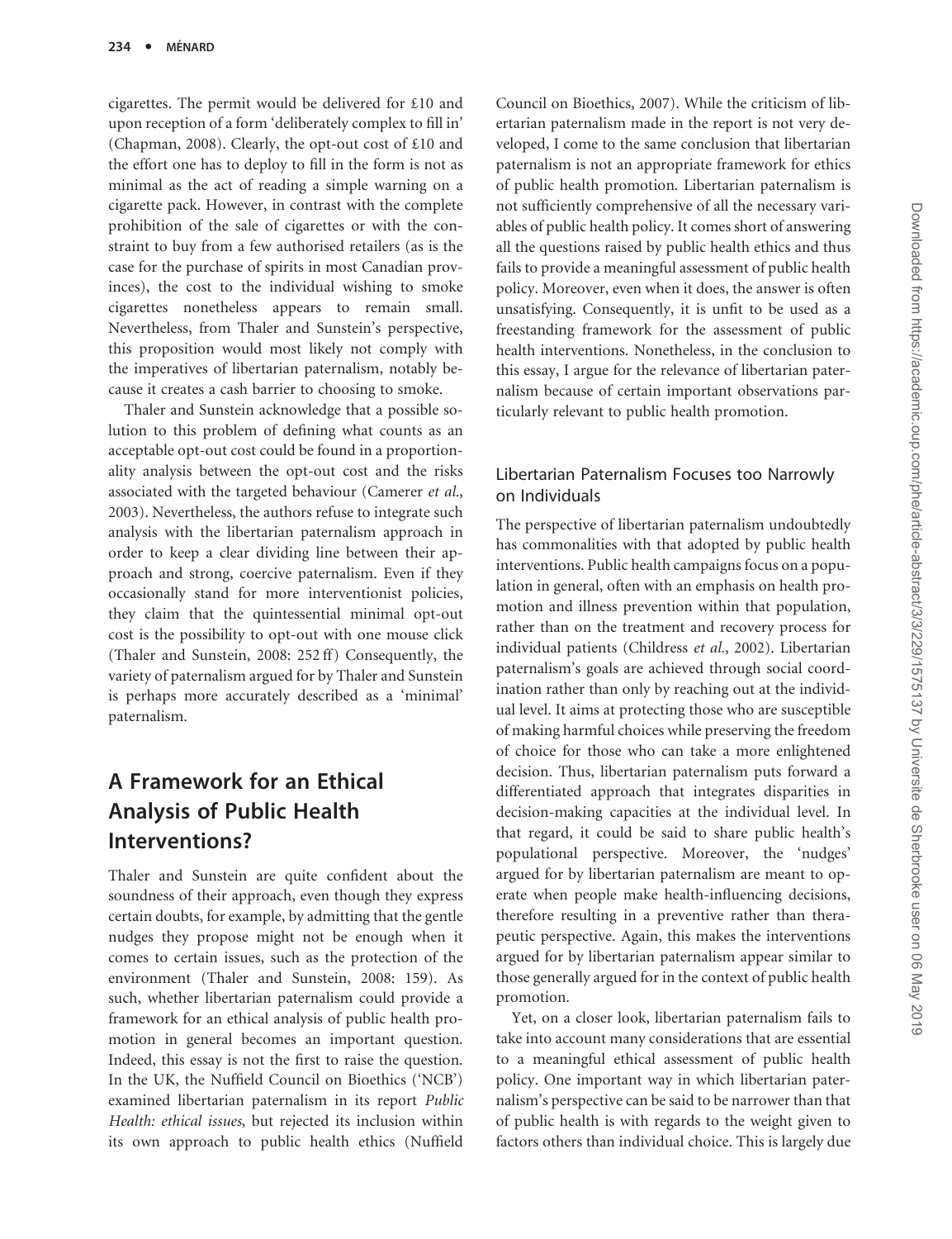cigarettes. The permit would be delivered for £10 and upon reception of a form 'deliberately complex to fill in' (Chapman, 2008). Clearly, the opt-out cost of £10 and the effort one has to deploy to fill in the form is not as minimal as the act of reading a simple warning on a cigarette pack. However, in contrast with the complete prohibition of the sale of cigarettes or with the constraint to buy from a few authorised retailers (as is the case for the purchase of spirits in most Canadian provinces), the cost to the individual wishing to smoke cigarettes nonetheless appears to remain small. Nevertheless, from Thaler and Sunstein's perspective, this proposition would most likely not comply with the imperatives of libertarian paternalism, notably because it creates a cash barrier to choosing to smoke.

Thaler and Sunstein acknowledge that a possible solution to this problem of defining what counts as an acceptable opt-out cost could be found in a proportionality analysis between the opt-out cost and the risks associated with the targeted behaviour (Camerer *et al.*, 2003). Nevertheless, the authors refuse to integrate such analysis with the libertarian paternalism approach in order to keep a clear dividing line between their approach and strong, coercive paternalism. Even if they occasionally stand for more interventionist policies, they claim that the quintessential minimal opt-out cost is the possibility to opt-out with one mouse click (Thaler and Sunstein, 2008: 252 ff) Consequently, the variety of paternalism argued for by Thaler and Sunstein is perhaps more accurately described as a 'minimal' paternalism.

## A Framework for an Ethical Analysis of Public Health Interventions?

Thaler and Sunstein are quite confident about the soundness of their approach, even though they express certain doubts, for example, by admitting that the gentle nudges they propose might not be enough when it comes to certain issues, such as the protection of the environment (Thaler and Sunstein, 2008: 159). As such, whether libertarian paternalism could provide a framework for an ethical analysis of public health promotion in general becomes an important question. Indeed, this essay is not the first to raise the question. In the UK, the Nuffield Council on Bioethics ('NCB') examined libertarian paternalism in its report *Public Health: ethical issues*, but rejected its inclusion within its own approach to public health ethics (Nuffield Council on Bioethics, 2007). While the criticism of libertarian paternalism made in the report is not very developed, I come to the same conclusion that libertarian paternalism is not an appropriate framework for ethics of public health promotion. Libertarian paternalism is not sufficiently comprehensive of all the necessary variables of public health policy. It comes short of answering all the questions raised by public health ethics and thus fails to provide a meaningful assessment of public health policy. Moreover, even when it does, the answer is often unsatisfying. Consequently, it is unfit to be used as a freestanding framework for the assessment of public health interventions. Nonetheless, in the conclusion to this essay, I argue for the relevance of libertarian paternalism because of certain important observations particularly relevant to public health promotion.

### Libertarian Paternalism Focuses too Narrowly on Individuals

The perspective of libertarian paternalism undoubtedly has commonalities with that adopted by public health interventions. Public health campaigns focus on a population in general, often with an emphasis on health promotion and illness prevention within that population, rather than on the treatment and recovery process for individual patients (Childress *et al.*, 2002). Libertarian paternalism's goals are achieved through social coordination rather than only by reaching out at the individual level. It aims at protecting those who are susceptible of making harmful choices while preserving the freedom of choice for those who can take a more enlightened decision. Thus, libertarian paternalism puts forward a differentiated approach that integrates disparities in decision-making capacities at the individual level. In that regard, it could be said to share public health's populational perspective. Moreover, the 'nudges' argued for by libertarian paternalism are meant to operate when people make health-influencing decisions, therefore resulting in a preventive rather than therapeutic perspective. Again, this makes the interventions argued for by libertarian paternalism appear similar to those generally argued for in the context of public health promotion.

Yet, on a closer look, libertarian paternalism fails to take into account many considerations that are essential to a meaningful ethical assessment of public health policy. One important way in which libertarian paternalism's perspective can be said to be narrower than that of public health is with regards to the weight given to factors others than individual choice. This is largely due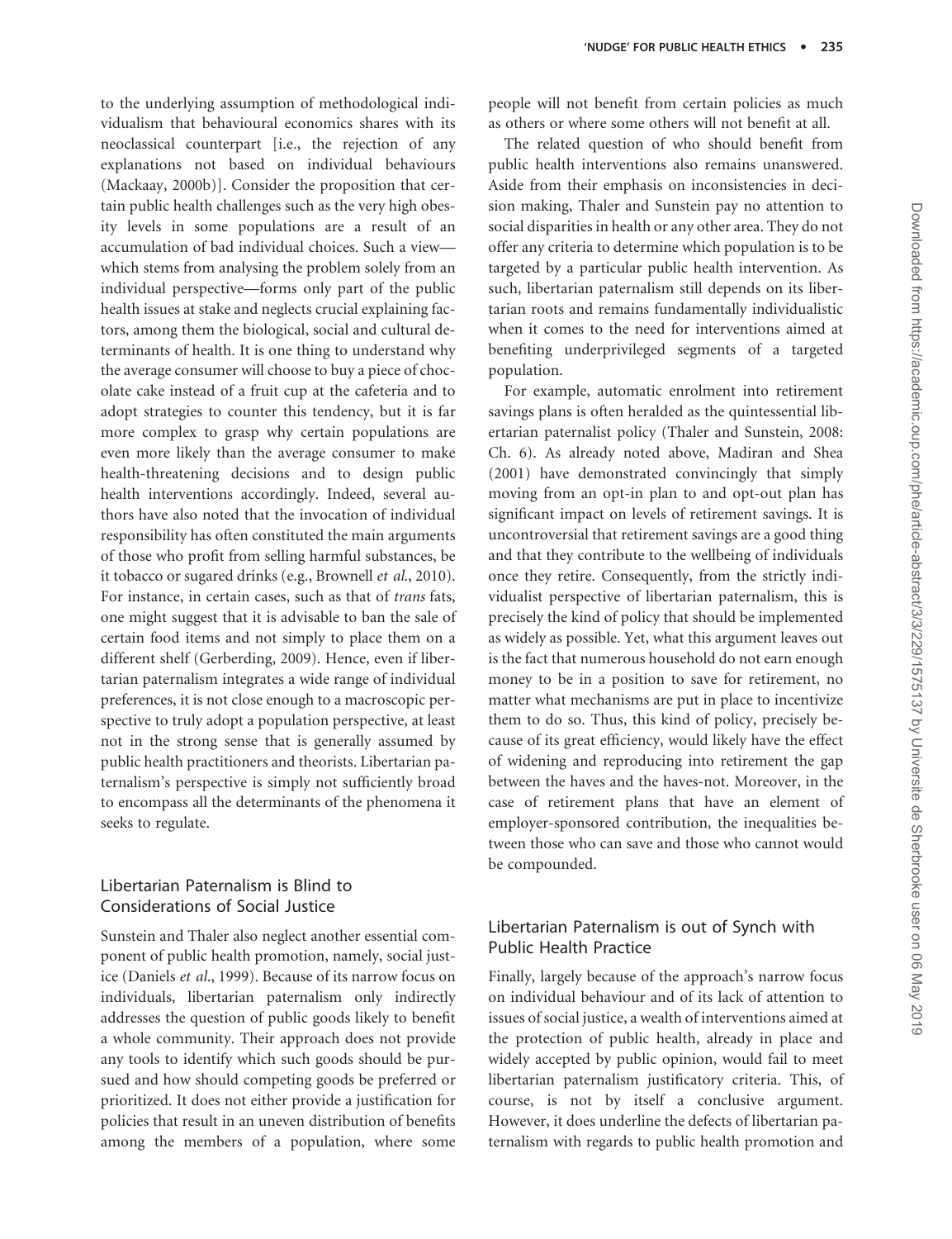to the underlying assumption of methodological individualism that behavioural economics shares with its neoclassical counterpart [i.e., the rejection of any explanations not based on individual behaviours (Mackaay, 2000b)]. Consider the proposition that certain public health challenges such as the very high obesity levels in some populations are a result of an accumulation of bad individual choices. Such a view—which stems from analysing the problem solely from an individual perspective—forms only part of the public health issues at stake and neglects crucial explaining factors, among them the biological, social and cultural determinants of health. It is one thing to understand why the average consumer will choose to buy a piece of chocolate cake instead of a fruit cup at the cafeteria and to adopt strategies to counter this tendency, but it is far more complex to grasp why certain populations are even more likely than the average consumer to make health-threatening decisions and to design public health interventions accordingly. Indeed, several authors have also noted that the invocation of individual responsibility has often constituted the main arguments of those who profit from selling harmful substances, be it tobacco or sugared drinks (e.g., Brownell *et al.*, 2010). For instance, in certain cases, such as that of *trans* fats, one might suggest that it is advisable to ban the sale of certain food items and not simply to place them on a different shelf (Gerberding, 2009). Hence, even if libertarian paternalism integrates a wide range of individual preferences, it is not close enough to a macroscopic perspective to truly adopt a population perspective, at least not in the strong sense that is generally assumed by public health practitioners and theorists. Libertarian paternalism's perspective is simply not sufficiently broad to encompass all the determinants of the phenomena it seeks to regulate.

## Libertarian Paternalism is Blind to Considerations of Social Justice

Sunstein and Thaler also neglect another essential component of public health promotion, namely, social justice (Daniels *et al.*, 1999). Because of its narrow focus on individuals, libertarian paternalism only indirectly addresses the question of public goods likely to benefit a whole community. Their approach does not provide any tools to identify which such goods should be pursued and how should competing goods be preferred or prioritized. It does not either provide a justification for policies that result in an uneven distribution of benefits among the members of a population, where some people will not benefit from certain policies as much as others or where some others will not benefit at all.

The related question of who should benefit from public health interventions also remains unanswered. Aside from their emphasis on inconsistencies in decision making, Thaler and Sunstein pay no attention to social disparities in health or any other area. They do not offer any criteria to determine which population is to be targeted by a particular public health intervention. As such, libertarian paternalism still depends on its libertarian roots and remains fundamentally individualistic when it comes to the need for interventions aimed at benefiting underprivileged segments of a targeted population.

For example, automatic enrolment into retirement savings plans is often heralded as the quintessential libertarian paternalist policy (Thaler and Sunstein, 2008: Ch. 6). As already noted above, Madiran and Shea (2001) have demonstrated convincingly that simply moving from an opt-in plan to and opt-out plan has significant impact on levels of retirement savings. It is uncontroversial that retirement savings are a good thing and that they contribute to the wellbeing of individuals once they retire. Consequently, from the strictly individualist perspective of libertarian paternalism, this is precisely the kind of policy that should be implemented as widely as possible. Yet, what this argument leaves out is the fact that numerous household do not earn enough money to be in a position to save for retirement, no matter what mechanisms are put in place to incentivize them to do so. Thus, this kind of policy, precisely because of its great efficiency, would likely have the effect of widening and reproducing into retirement the gap between the haves and the haves-not. Moreover, in the case of retirement plans that have an element of employer-sponsored contribution, the inequalities between those who can save and those who cannot would be compounded.

## Libertarian Paternalism is out of Synch with Public Health Practice

Finally, largely because of the approach's narrow focus on individual behaviour and of its lack of attention to issues of social justice, a wealth of interventions aimed at the protection of public health, already in place and widely accepted by public opinion, would fail to meet libertarian paternalism justificatory criteria. This, of course, is not by itself a conclusive argument. However, it does underline the defects of libertarian paternalism with regards to public health promotion and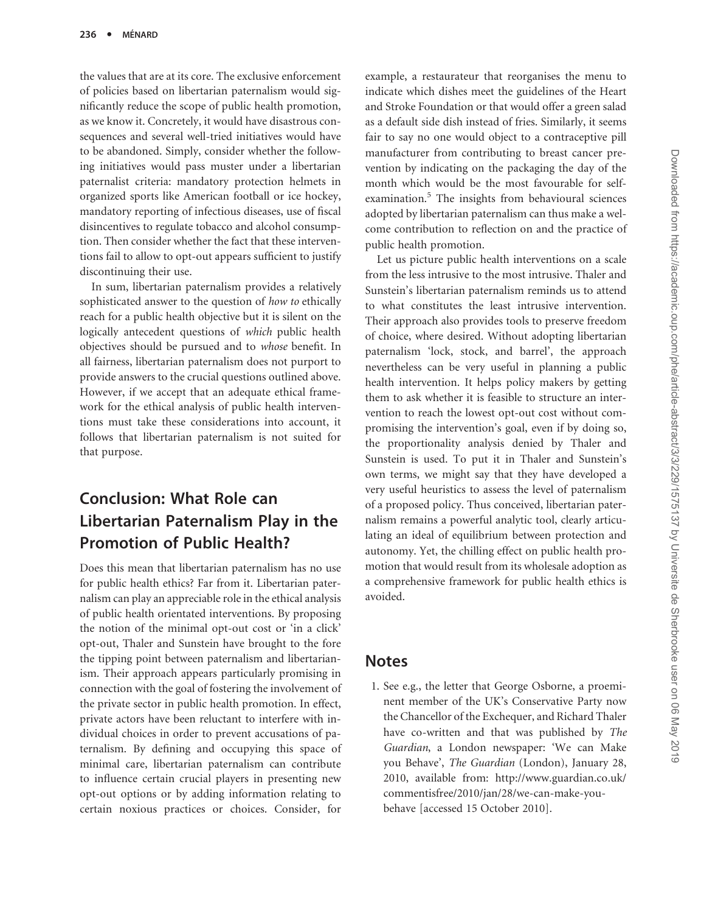the values that are at its core. The exclusive enforcement of policies based on libertarian paternalism would significantly reduce the scope of public health promotion, as we know it. Concretely, it would have disastrous consequences and several well-tried initiatives would have to be abandoned. Simply, consider whether the following initiatives would pass muster under a libertarian paternalist criteria: mandatory protection helmets in organized sports like American football or ice hockey, mandatory reporting of infectious diseases, use of fiscal disincentives to regulate tobacco and alcohol consumption. Then consider whether the fact that these interventions fail to allow to opt-out appears sufficient to justify discontinuing their use.

In sum, libertarian paternalism provides a relatively sophisticated answer to the question of *how to* ethically reach for a public health objective but it is silent on the logically antecedent questions of *which* public health objectives should be pursued and to *whose* benefit. In all fairness, libertarian paternalism does not purport to provide answers to the crucial questions outlined above. However, if we accept that an adequate ethical framework for the ethical analysis of public health interventions must take these considerations into account, it follows that libertarian paternalism is not suited for that purpose.

## Conclusion: What Role can Libertarian Paternalism Play in the Promotion of Public Health?

Does this mean that libertarian paternalism has no use for public health ethics? Far from it. Libertarian paternalism can play an appreciable role in the ethical analysis of public health orientated interventions. By proposing the notion of the minimal opt-out cost or 'in a click' opt-out, Thaler and Sunstein have brought to the fore the tipping point between paternalism and libertarianism. Their approach appears particularly promising in connection with the goal of fostering the involvement of the private sector in public health promotion. In effect, private actors have been reluctant to interfere with individual choices in order to prevent accusations of paternalism. By defining and occupying this space of minimal care, libertarian paternalism can contribute to influence certain crucial players in presenting new opt-out options or by adding information relating to certain noxious practices or choices. Consider, for example, a restaurateur that reorganises the menu to indicate which dishes meet the guidelines of the Heart and Stroke Foundation or that would offer a green salad as a default side dish instead of fries. Similarly, it seems fair to say no one would object to a contraceptive pill manufacturer from contributing to breast cancer prevention by indicating on the packaging the day of the month which would be the most favourable for self-examination.[5] The insights from behavioural sciences adopted by libertarian paternalism can thus make a welcome contribution to reflection on and the practice of public health promotion.

Let us picture public health interventions on a scale from the less intrusive to the most intrusive. Thaler and Sunstein's libertarian paternalism reminds us to attend to what constitutes the least intrusive intervention. Their approach also provides tools to preserve freedom of choice, where desired. Without adopting libertarian paternalism 'lock, stock, and barrel', the approach nevertheless can be very useful in planning a public health intervention. It helps policy makers by getting them to ask whether it is feasible to structure an intervention to reach the lowest opt-out cost without compromising the intervention's goal, even if by doing so, the proportionality analysis denied by Thaler and Sunstein is used. To put it in Thaler and Sunstein's own terms, we might say that they have developed a very useful heuristics to assess the level of paternalism of a proposed policy. Thus conceived, libertarian paternalism remains a powerful analytic tool, clearly articulating an ideal of equilibrium between protection and autonomy. Yet, the chilling effect on public health promotion that would result from its wholesale adoption as a comprehensive framework for public health ethics is avoided.

## Notes

1. See e.g., the letter that George Osborne, a proeminent member of the UK's Conservative Party now the Chancellor of the Exchequer, and Richard Thaler have co-written and that was published by *The Guardian*, a London newspaper: 'We can Make you Behave', *The Guardian* (London), January 28, 2010, available from: http://www.guardian.co.uk/commentisfree/2010/jan/28/we-can-make-you-behave [accessed 15 October 2010].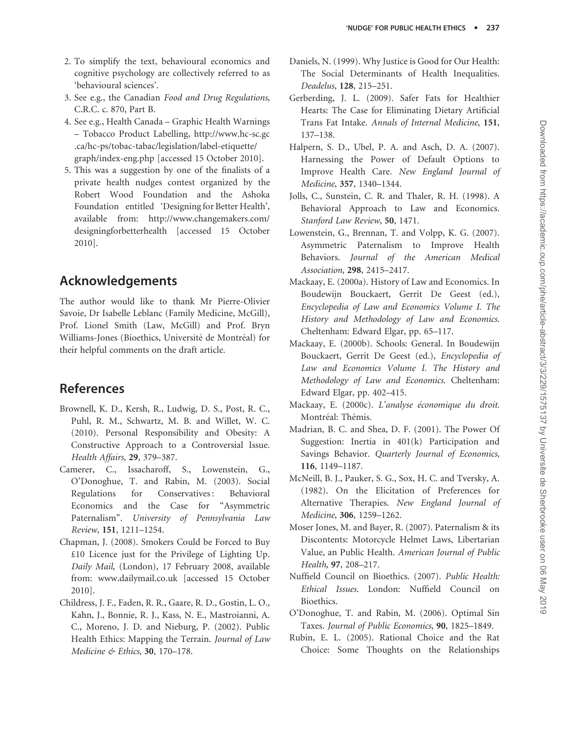2. To simplify the text, behavioural economics and cognitive psychology are collectively referred to as 'behavioural sciences'.
3. See e.g., the Canadian *Food and Drug Regulations*, C.R.C. c. 870, Part B.
4. See e.g., Health Canada – Graphic Health Warnings – Tobacco Product Labelling, http://www.hc-sc.gc.ca/hc-ps/tobac-tabac/legislation/label-etiquette/graph/index-eng.php [accessed 15 October 2010].
5. This was a suggestion by one of the finalists of a private health nudges contest organized by the Robert Wood Foundation and the Ashoka Foundation entitled 'Designing for Better Health', available from: http://www.changemakers.com/designingforbetterhealth [accessed 15 October 2010].

## Acknowledgements

The author would like to thank Mr Pierre-Olivier Savoie, Dr Isabelle Leblanc (Family Medicine, McGill), Prof. Lionel Smith (Law, McGill) and Prof. Bryn Williams-Jones (Bioethics, Université de Montréal) for their helpful comments on the draft article.

## References

Brownell, K. D., Kersh, R., Ludwig, D. S., Post, R. C., Puhl, R. M., Schwartz, M. B. and Willet, W. C. (2010). Personal Responsibility and Obesity: A Constructive Approach to a Controversial Issue. *Health Affairs*, **29**, 379–387.

Camerer, C., Issacharoff, S., Lowenstein, G., O'Donoghue, T. and Rabin, M. (2003). Social Regulations for Conservatives: Behavioral Economics and the Case for "Asymmetric Paternalism". *University of Pennsylvania Law Review*, **151**, 1211–1254.

Chapman, J. (2008). Smokers Could be Forced to Buy £10 Licence just for the Privilege of Lighting Up. *Daily Mail*, (London), 17 February 2008, available from: www.dailymail.co.uk [accessed 15 October 2010].

Childress, J. F., Faden, R. R., Gaare, R. D., Gostin, L. O., Kahn, J., Bonnie, R. J., Kass, N. E., Mastroianni, A. C., Moreno, J. D. and Nieburg, P. (2002). Public Health Ethics: Mapping the Terrain. *Journal of Law Medicine & Ethics*, **30**, 170–178.

Daniels, N. (1999). Why Justice is Good for Our Health: The Social Determinants of Health Inequalities. *Deadelus*, **128**, 215–251.

Gerberding, J. L. (2009). Safer Fats for Healthier Hearts: The Case for Eliminating Dietary Artificial Trans Fat Intake. *Annals of Internal Medicine*, **151**, 137–138.

Halpern, S. D., Ubel, P. A. and Asch, D. A. (2007). Harnessing the Power of Default Options to Improve Health Care. *New England Journal of Medicine*, **357**, 1340–1344.

Jolls, C., Sunstein, C. R. and Thaler, R. H. (1998). A Behavioral Approach to Law and Economics. *Stanford Law Review*, **50**, 1471.

Lowenstein, G., Brennan, T. and Volpp, K. G. (2007). Asymmetric Paternalism to Improve Health Behaviors. *Journal of the American Medical Association*, **298**, 2415–2417.

Mackaay, E. (2000a). History of Law and Economics. In Boudewijn Bouckaert, Gerrit De Geest (ed.), *Encyclopedia of Law and Economics Volume I. The History and Methodology of Law and Economics*. Cheltenham: Edward Elgar, pp. 65–117.

Mackaay, E. (2000b). Schools: General. In Boudewijn Bouckaert, Gerrit De Geest (ed.), *Encyclopedia of Law and Economics Volume I. The History and Methodology of Law and Economics*. Cheltenham: Edward Elgar, pp. 402–415.

Mackaay, E. (2000c). *L'analyse économique du droit*. Montréal: Thémis.

Madrian, B. C. and Shea, D. F. (2001). The Power Of Suggestion: Inertia in 401(k) Participation and Savings Behavior. *Quarterly Journal of Economics*, **116**, 1149–1187.

McNeill, B. J., Pauker, S. G., Sox, H. C. and Tversky, A. (1982). On the Elicitation of Preferences for Alternative Therapies. *New England Journal of Medicine*, **306**, 1259–1262.

Moser Jones, M. and Bayer, R. (2007). Paternalism & its Discontents: Motorcycle Helmet Laws, Libertarian Value, an Public Health. *American Journal of Public Health*, **97**, 208–217.

Nuffield Council on Bioethics. (2007). *Public Health: Ethical Issues*. London: Nuffield Council on Bioethics.

O'Donoghue, T. and Rabin, M. (2006). Optimal Sin Taxes. *Journal of Public Economics*, **90**, 1825–1849.

Rubin, E. L. (2005). Rational Choice and the Rat Choice: Some Thoughts on the Relationships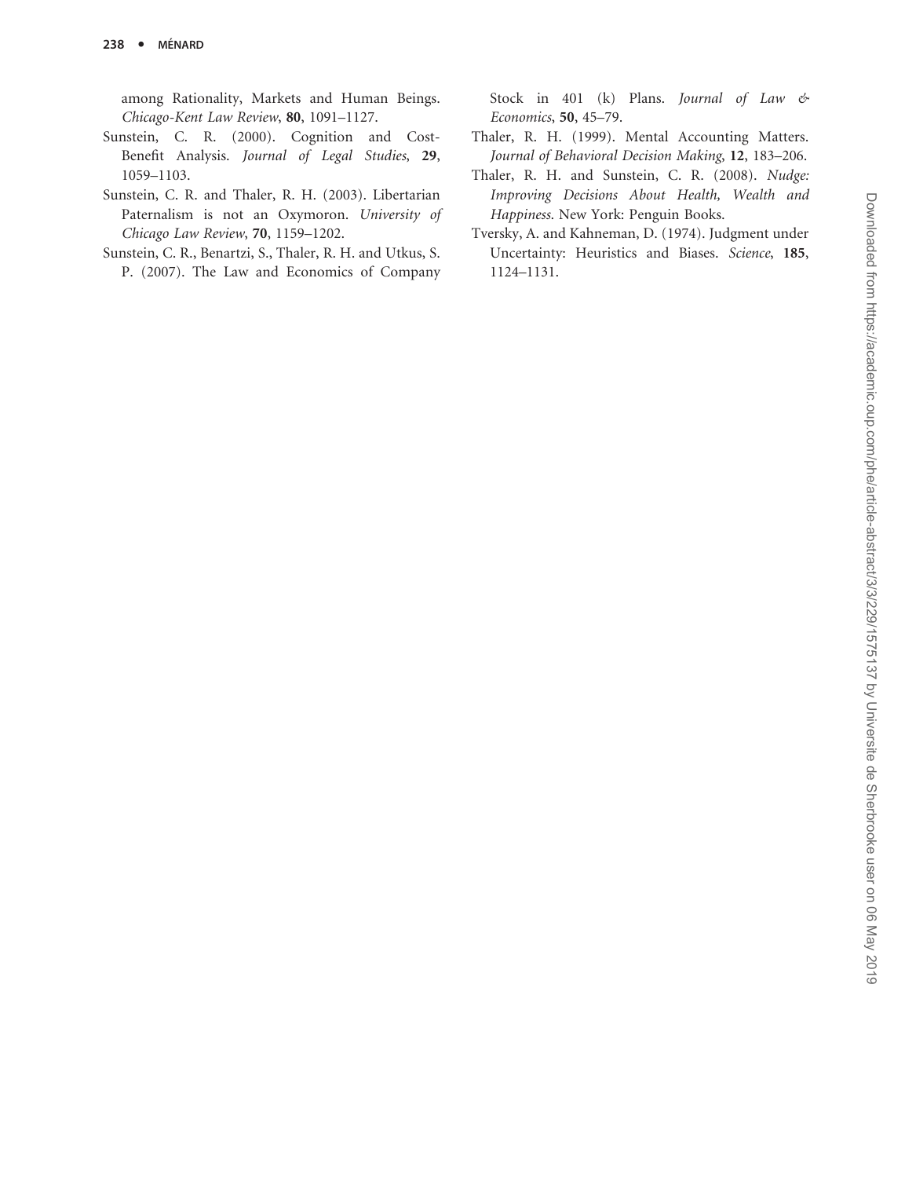among Rationality, Markets and Human Beings. *Chicago-Kent Law Review*, **80**, 1091–1127.

Sunstein, C. R. (2000). Cognition and Cost-Benefit Analysis. *Journal of Legal Studies*, **29**, 1059–1103.

Sunstein, C. R. and Thaler, R. H. (2003). Libertarian Paternalism is not an Oxymoron. *University of Chicago Law Review*, **70**, 1159–1202.

Sunstein, C. R., Benartzi, S., Thaler, R. H. and Utkus, S. P. (2007). The Law and Economics of Company Stock in 401 (k) Plans. *Journal of Law & Economics*, **50**, 45–79.

Thaler, R. H. (1999). Mental Accounting Matters. *Journal of Behavioral Decision Making*, **12**, 183–206.

Thaler, R. H. and Sunstein, C. R. (2008). *Nudge: Improving Decisions About Health, Wealth and Happiness*. New York: Penguin Books.

Tversky, A. and Kahneman, D. (1974). Judgment under Uncertainty: Heuristics and Biases. *Science*, **185**, 1124–1131.